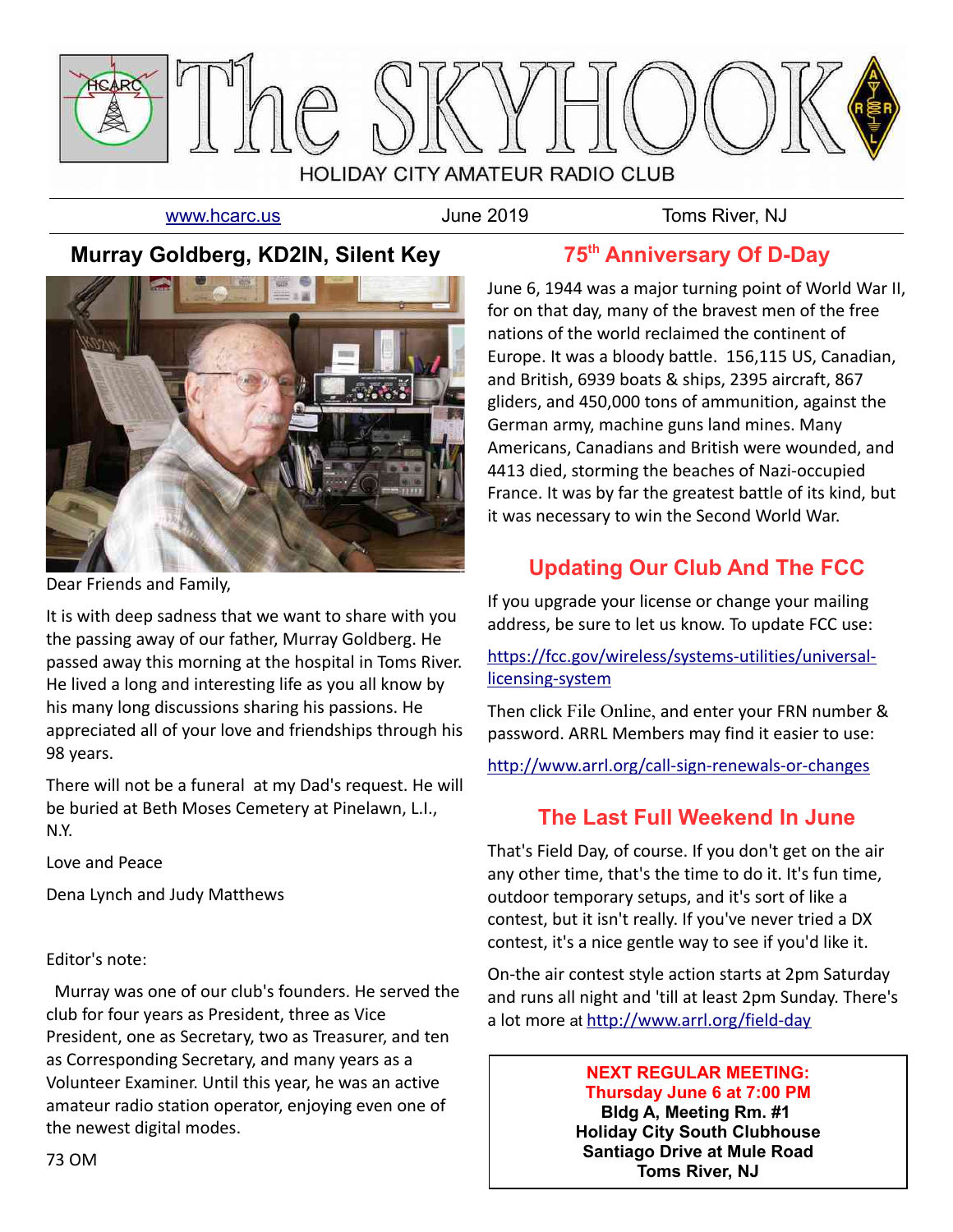# The SKYHOOK

HOLIDAY CITY AMATEUR RADIO CLUB

www.hcarc.us June 2019 Toms River, NJ

## Murray Goldberg, KD2IN, Silent Key

Dear Friends and Family,

It is with deep sadness that we want to share with you the passing away of our father, Murray Goldberg. He passed away this morning at the hospital in Toms River. He lived a long and interesting life as you all know by his many long discussions sharing his passions. He appreciated all of your love and friendships through his 98 years.

There will not be a funeral at my Dad's request. He will be buried at Beth Moses Cemetery at Pinelawn, L.I., N.Y.

Love and Peace

Dena Lynch and Judy Matthews

Editor's note:

Murray was one of our club's founders. He served the club for four years as President, three as Vice President, one as Secretary, two as Treasurer, and ten as Corresponding Secretary, and many years as a Volunteer Examiner. Until this year, he was an active amateur radio station operator, enjoying even one of the newest digital modes.

73 OM

## 75th Anniversary Of D-Day

June 6, 1944 was a major turning point of World War II, for on that day, many of the bravest men of the free nations of the world reclaimed the continent of Europe. It was a bloody battle. 156,115 US, Canadian, and British, 6939 boats & ships, 2395 aircraft, 867 gliders, and 450,000 tons of ammunition, against the German army, machine guns land mines. Many Americans, Canadians and British were wounded, and 4413 died, storming the beaches of Nazi-occupied France. It was by far the greatest battle of its kind, but it was necessary to win the Second World War.

## Updating Our Club And The FCC

If you upgrade your license or change your mailing address, be sure to let us know. To update FCC use:

https://fcc.gov/wireless/systems-utilities/universal-licensing-system

Then click File Online, and enter your FRN number & password. ARRL Members may find it easier to use:

http://www.arrl.org/call-sign-renewals-or-changes

## The Last Full Weekend In June

That's Field Day, of course. If you don't get on the air any other time, that's the time to do it. It's fun time, outdoor temporary setups, and it's sort of like a contest, but it isn't really. If you've never tried a DX contest, it's a nice gentle way to see if you'd like it.

On-the air contest style action starts at 2pm Saturday and runs all night and 'till at least 2pm Sunday. There's a lot more at http://www.arrl.org/field-day

**NEXT REGULAR MEETING:**
**Thursday June 6 at 7:00 PM**
**Bldg A, Meeting Rm. #1**
**Holiday City South Clubhouse**
**Santiago Drive at Mule Road**
**Toms River, NJ**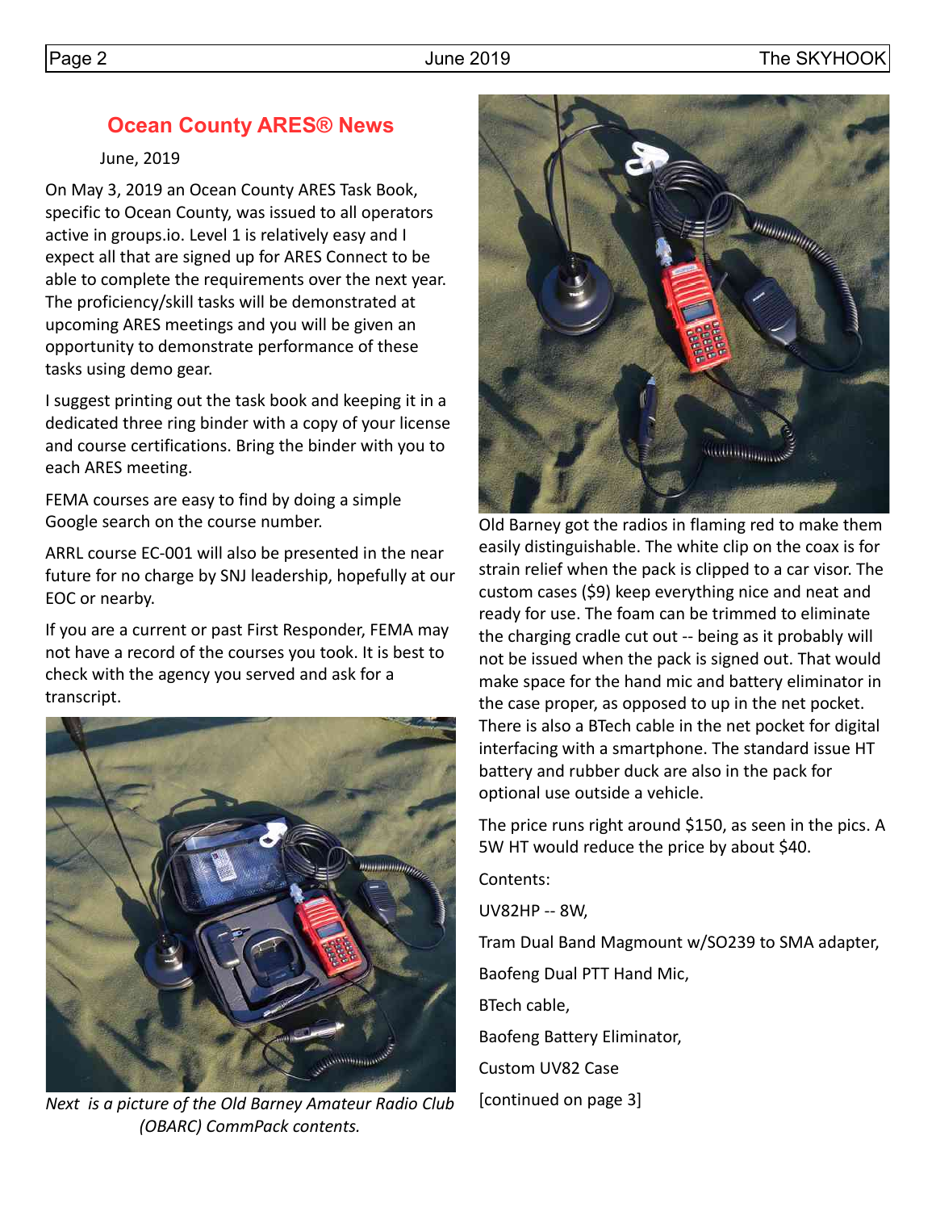## Ocean County ARES® News

June, 2019

On May 3, 2019 an Ocean County ARES Task Book, specific to Ocean County, was issued to all operators active in groups.io. Level 1 is relatively easy and I expect all that are signed up for ARES Connect to be able to complete the requirements over the next year. The proficiency/skill tasks will be demonstrated at upcoming ARES meetings and you will be given an opportunity to demonstrate performance of these tasks using demo gear.

I suggest printing out the task book and keeping it in a dedicated three ring binder with a copy of your license and course certifications. Bring the binder with you to each ARES meeting.

FEMA courses are easy to find by doing a simple Google search on the course number.

ARRL course EC-001 will also be presented in the near future for no charge by SNJ leadership, hopefully at our EOC or nearby.

If you are a current or past First Responder, FEMA may not have a record of the courses you took. It is best to check with the agency you served and ask for a transcript.

*Next is a picture of the Old Barney Amateur Radio Club (OBARC) CommPack contents.*

Old Barney got the radios in flaming red to make them easily distinguishable. The white clip on the coax is for strain relief when the pack is clipped to a car visor. The custom cases ($9) keep everything nice and neat and ready for use. The foam can be trimmed to eliminate the charging cradle cut out -- being as it probably will not be issued when the pack is signed out. That would make space for the hand mic and battery eliminator in the case proper, as opposed to up in the net pocket. There is also a BTech cable in the net pocket for digital interfacing with a smartphone. The standard issue HT battery and rubber duck are also in the pack for optional use outside a vehicle.

The price runs right around $150, as seen in the pics. A 5W HT would reduce the price by about $40.

Contents:

UV82HP -- 8W,

Tram Dual Band Magmount w/SO239 to SMA adapter,

Baofeng Dual PTT Hand Mic,

BTech cable,

Baofeng Battery Eliminator,

Custom UV82 Case

[continued on page 3]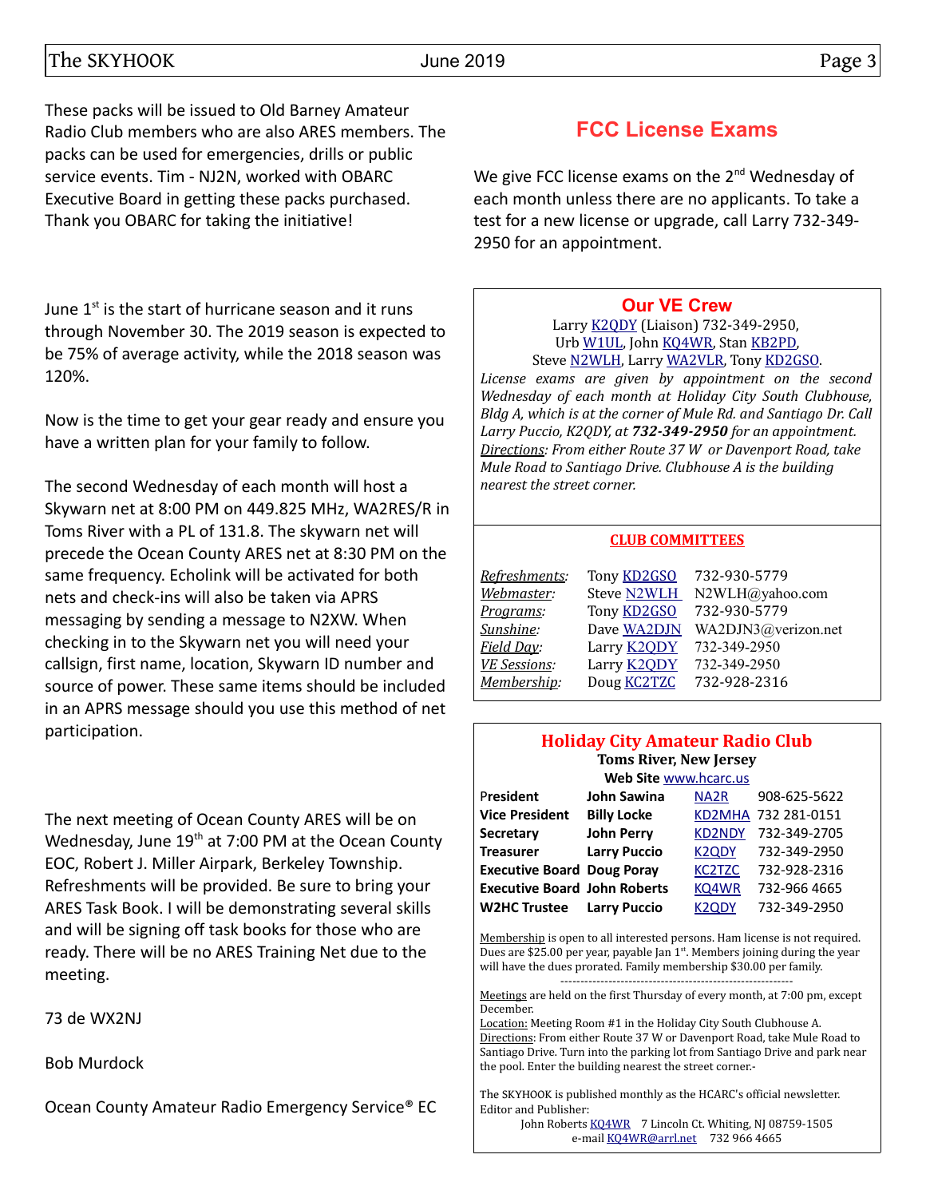These packs will be issued to Old Barney Amateur Radio Club members who are also ARES members. The packs can be used for emergencies, drills or public service events. Tim - NJ2N, worked with OBARC Executive Board in getting these packs purchased. Thank you OBARC for taking the initiative!

June 1st is the start of hurricane season and it runs through November 30. The 2019 season is expected to be 75% of average activity, while the 2018 season was 120%.

Now is the time to get your gear ready and ensure you have a written plan for your family to follow.

The second Wednesday of each month will host a Skywarn net at 8:00 PM on 449.825 MHz, WA2RES/R in Toms River with a PL of 131.8. The skywarn net will precede the Ocean County ARES net at 8:30 PM on the same frequency. Echolink will be activated for both nets and check-ins will also be taken via APRS messaging by sending a message to N2XW. When checking in to the Skywarn net you will need your callsign, first name, location, Skywarn ID number and source of power. These same items should be included in an APRS message should you use this method of net participation.

The next meeting of Ocean County ARES will be on Wednesday, June 19th at 7:00 PM at the Ocean County EOC, Robert J. Miller Airpark, Berkeley Township. Refreshments will be provided. Be sure to bring your ARES Task Book. I will be demonstrating several skills and will be signing off task books for those who are ready. There will be no ARES Training Net due to the meeting.

73 de WX2NJ

Bob Murdock

Ocean County Amateur Radio Emergency Service® EC

## FCC License Exams

We give FCC license exams on the 2nd Wednesday of each month unless there are no applicants. To take a test for a new license or upgrade, call Larry 732-349-2950 for an appointment.

### Our VE Crew

Larry K2QDY (Liaison) 732-349-2950,
Urb W1UL, John KQ4WR, Stan KB2PD,
Steve N2WLH, Larry WA2VLR, Tony KD2GSO.

*License exams are given by appointment on the second Wednesday of each month at Holiday City South Clubhouse, Bldg A, which is at the corner of Mule Rd. and Santiago Dr. Call Larry Puccio, K2QDY, at **732-349-2950** for an appointment.*
*Directions: From either Route 37 W or Davenport Road, take Mule Road to Santiago Drive. Clubhouse A is the building nearest the street corner.*

### CLUB COMMITTEES

| | | |
|---|---|---|
| *Refreshments:* | Tony KD2GSO | 732-930-5779 |
| *Webmaster:* | Steve N2WLH | N2WLH@yahoo.com |
| *Programs:* | Tony KD2GSO | 732-930-5779 |
| *Sunshine:* | Dave WA2DJN | WA2DJN3@verizon.net |
| *Field Day:* | Larry K2QDY | 732-349-2950 |
| *VE Sessions:* | Larry K2QDY | 732-349-2950 |
| *Membership:* | Doug KC2TZC | 732-928-2316 |

### Holiday City Amateur Radio Club

**Toms River, New Jersey**

**Web Site** www.hcarc.us

| | | | |
|---|---|---|---|
| **President** | **John Sawina** | NA2R | 908-625-5622 |
| **Vice President** | **Billy Locke** | KD2MHA | 732 281-0151 |
| **Secretary** | **John Perry** | KD2NDY | 732-349-2705 |
| **Treasurer** | **Larry Puccio** | K2QDY | 732-349-2950 |
| **Executive Board** | **Doug Poray** | KC2TZC | 732-928-2316 |
| **Executive Board** | **John Roberts** | KQ4WR | 732-966 4665 |
| **W2HC Trustee** | **Larry Puccio** | K2QDY | 732-349-2950 |

Membership is open to all interested persons. Ham license is not required. Dues are $25.00 per year, payable Jan 1st. Members joining during the year will have the dues prorated. Family membership $30.00 per family.

---

Meetings are held on the first Thursday of every month, at 7:00 pm, except December.
Location: Meeting Room #1 in the Holiday City South Clubhouse A.
Directions: From either Route 37 W or Davenport Road, take Mule Road to Santiago Drive. Turn into the parking lot from Santiago Drive and park near the pool. Enter the building nearest the street corner.-

The SKYHOOK is published monthly as the HCARC's official newsletter.
Editor and Publisher:
John Roberts KQ4WR 7 Lincoln Ct. Whiting, NJ 08759-1505
e-mail KQ4WR@arrl.net 732 966 4665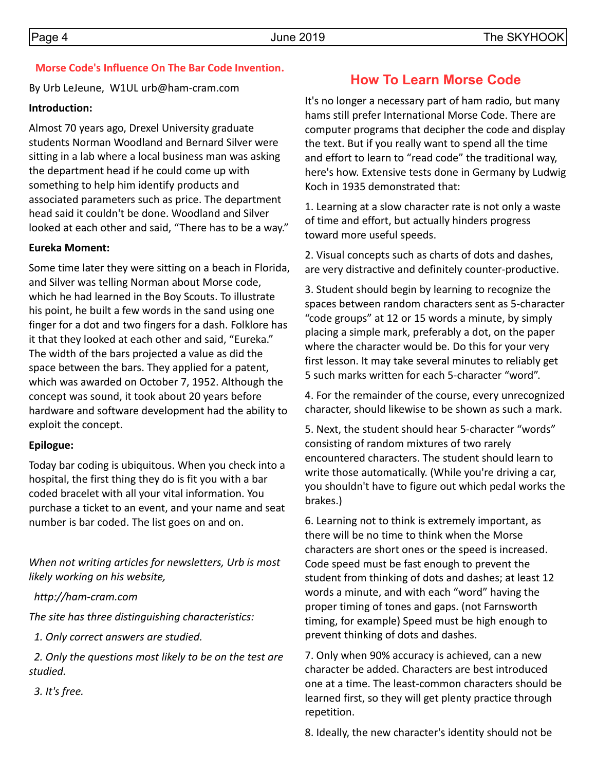## Morse Code's Influence On The Bar Code Invention.

By Urb LeJeune, W1UL urb@ham-cram.com

**Introduction:**

Almost 70 years ago, Drexel University graduate students Norman Woodland and Bernard Silver were sitting in a lab where a local business man was asking the department head if he could come up with something to help him identify products and associated parameters such as price. The department head said it couldn't be done. Woodland and Silver looked at each other and said, "There has to be a way."

**Eureka Moment:**

Some time later they were sitting on a beach in Florida, and Silver was telling Norman about Morse code, which he had learned in the Boy Scouts. To illustrate his point, he built a few words in the sand using one finger for a dot and two fingers for a dash. Folklore has it that they looked at each other and said, "Eureka." The width of the bars projected a value as did the space between the bars. They applied for a patent, which was awarded on October 7, 1952. Although the concept was sound, it took about 20 years before hardware and software development had the ability to exploit the concept.

**Epilogue:**

Today bar coding is ubiquitous. When you check into a hospital, the first thing they do is fit you with a bar coded bracelet with all your vital information. You purchase a ticket to an event, and your name and seat number is bar coded. The list goes on and on.

*When not writing articles for newsletters, Urb is most likely working on his website,*

*http://ham-cram.com*

*The site has three distinguishing characteristics:*

*1. Only correct answers are studied.*

*2. Only the questions most likely to be on the test are studied.*

*3. It's free.*

## How To Learn Morse Code

It's no longer a necessary part of ham radio, but many hams still prefer International Morse Code. There are computer programs that decipher the code and display the text. But if you really want to spend all the time and effort to learn to "read code" the traditional way, here's how. Extensive tests done in Germany by Ludwig Koch in 1935 demonstrated that:

1. Learning at a slow character rate is not only a waste of time and effort, but actually hinders progress toward more useful speeds.

2. Visual concepts such as charts of dots and dashes, are very distractive and definitely counter-productive.

3. Student should begin by learning to recognize the spaces between random characters sent as 5-character "code groups" at 12 or 15 words a minute, by simply placing a simple mark, preferably a dot, on the paper where the character would be. Do this for your very first lesson. It may take several minutes to reliably get 5 such marks written for each 5-character "word".

4. For the remainder of the course, every unrecognized character, should likewise to be shown as such a mark.

5. Next, the student should hear 5-character "words" consisting of random mixtures of two rarely encountered characters. The student should learn to write those automatically. (While you're driving a car, you shouldn't have to figure out which pedal works the brakes.)

6. Learning not to think is extremely important, as there will be no time to think when the Morse characters are short ones or the speed is increased. Code speed must be fast enough to prevent the student from thinking of dots and dashes; at least 12 words a minute, and with each "word" having the proper timing of tones and gaps. (not Farnsworth timing, for example) Speed must be high enough to prevent thinking of dots and dashes.

7. Only when 90% accuracy is achieved, can a new character be added. Characters are best introduced one at a time. The least-common characters should be learned first, so they will get plenty practice through repetition.

8. Ideally, the new character's identity should not be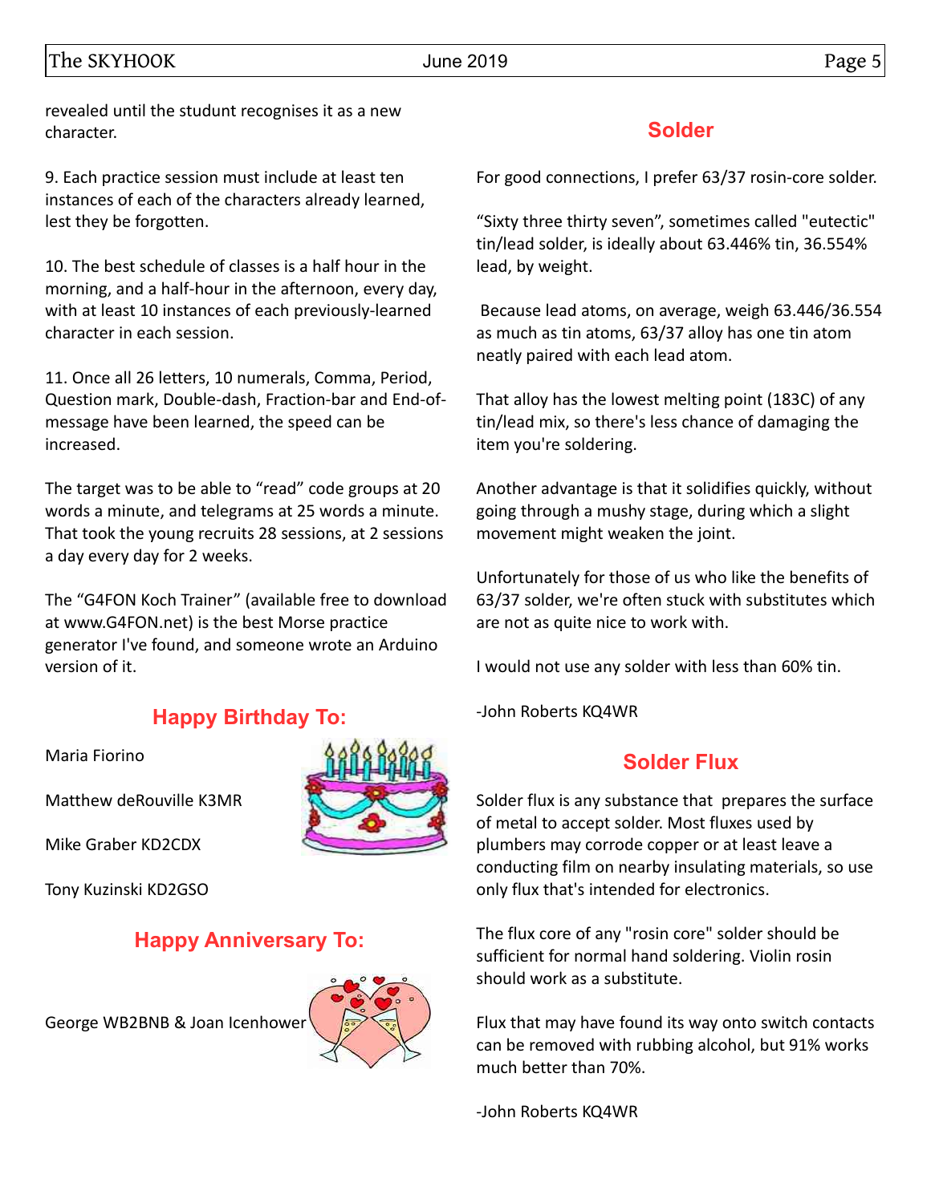revealed until the studunt recognises it as a new character.

9. Each practice session must include at least ten instances of each of the characters already learned, lest they be forgotten.

10. The best schedule of classes is a half hour in the morning, and a half-hour in the afternoon, every day, with at least 10 instances of each previously-learned character in each session.

11. Once all 26 letters, 10 numerals, Comma, Period, Question mark, Double-dash, Fraction-bar and End-of-message have been learned, the speed can be increased.

The target was to be able to "read" code groups at 20 words a minute, and telegrams at 25 words a minute. That took the young recruits 28 sessions, at 2 sessions a day every day for 2 weeks.

The "G4FON Koch Trainer" (available free to download at www.G4FON.net) is the best Morse practice generator I've found, and someone wrote an Arduino version of it.

## Happy Birthday To:

Maria Fiorino

Matthew deRouville K3MR

Mike Graber KD2CDX

Tony Kuzinski KD2GSO

## Happy Anniversary To:

George WB2BNB & Joan Icenhower

## Solder

For good connections, I prefer 63/37 rosin-core solder.

"Sixty three thirty seven", sometimes called "eutectic" tin/lead solder, is ideally about 63.446% tin, 36.554% lead, by weight.

Because lead atoms, on average, weigh 63.446/36.554 as much as tin atoms, 63/37 alloy has one tin atom neatly paired with each lead atom.

That alloy has the lowest melting point (183C) of any tin/lead mix, so there's less chance of damaging the item you're soldering.

Another advantage is that it solidifies quickly, without going through a mushy stage, during which a slight movement might weaken the joint.

Unfortunately for those of us who like the benefits of 63/37 solder, we're often stuck with substitutes which are not as quite nice to work with.

I would not use any solder with less than 60% tin.

-John Roberts KQ4WR

## Solder Flux

Solder flux is any substance that prepares the surface of metal to accept solder. Most fluxes used by plumbers may corrode copper or at least leave a conducting film on nearby insulating materials, so use only flux that's intended for electronics.

The flux core of any "rosin core" solder should be sufficient for normal hand soldering. Violin rosin should work as a substitute.

Flux that may have found its way onto switch contacts can be removed with rubbing alcohol, but 91% works much better than 70%.

-John Roberts KQ4WR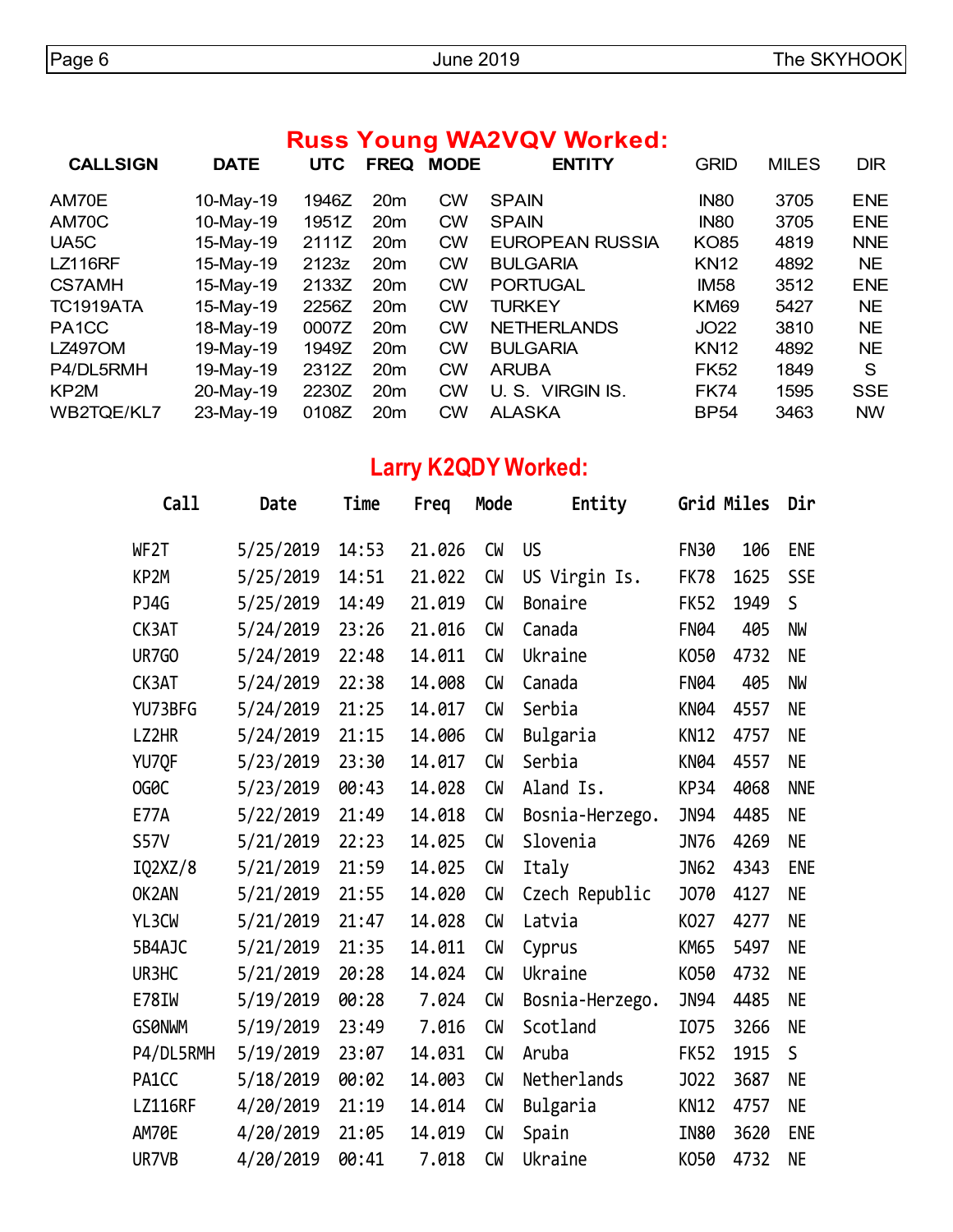## Russ Young WA2VQV Worked:

| CALLSIGN | DATE | UTC | FREQ | MODE | ENTITY | GRID | MILES | DIR |
|---|---|---|---|---|---|---|---|---|
| AM70E | 10-May-19 | 1946Z | 20m | CW | SPAIN | IN80 | 3705 | ENE |
| AM70C | 10-May-19 | 1951Z | 20m | CW | SPAIN | IN80 | 3705 | ENE |
| UA5C | 15-May-19 | 2111Z | 20m | CW | EUROPEAN RUSSIA | KO85 | 4819 | NNE |
| LZ116RF | 15-May-19 | 2123z | 20m | CW | BULGARIA | KN12 | 4892 | NE |
| CS7AMH | 15-May-19 | 2133Z | 20m | CW | PORTUGAL | IM58 | 3512 | ENE |
| TC1919ATA | 15-May-19 | 2256Z | 20m | CW | TURKEY | KM69 | 5427 | NE |
| PA1CC | 18-May-19 | 0007Z | 20m | CW | NETHERLANDS | JO22 | 3810 | NE |
| LZ497OM | 19-May-19 | 1949Z | 20m | CW | BULGARIA | KN12 | 4892 | NE |
| P4/DL5RMH | 19-May-19 | 2312Z | 20m | CW | ARUBA | FK52 | 1849 | S |
| KP2M | 20-May-19 | 2230Z | 20m | CW | U. S. VIRGIN IS. | FK74 | 1595 | SSE |
| WB2TQE/KL7 | 23-May-19 | 0108Z | 20m | CW | ALASKA | BP54 | 3463 | NW |

## Larry K2QDY Worked:

| Call | Date | Time | Freq | Mode | Entity | Grid | Miles | Dir |
|---|---|---|---|---|---|---|---|---|
| WF2T | 5/25/2019 | 14:53 | 21.026 | CW | US | FN30 | 106 | ENE |
| KP2M | 5/25/2019 | 14:51 | 21.022 | CW | US Virgin Is. | FK78 | 1625 | SSE |
| PJ4G | 5/25/2019 | 14:49 | 21.019 | CW | Bonaire | FK52 | 1949 | S |
| CK3AT | 5/24/2019 | 23:26 | 21.016 | CW | Canada | FN04 | 405 | NW |
| UR7GO | 5/24/2019 | 22:48 | 14.011 | CW | Ukraine | KO50 | 4732 | NE |
| CK3AT | 5/24/2019 | 22:38 | 14.008 | CW | Canada | FN04 | 405 | NW |
| YU73BFG | 5/24/2019 | 21:25 | 14.017 | CW | Serbia | KN04 | 4557 | NE |
| LZ2HR | 5/24/2019 | 21:15 | 14.006 | CW | Bulgaria | KN12 | 4757 | NE |
| YU7QF | 5/23/2019 | 23:30 | 14.017 | CW | Serbia | KN04 | 4557 | NE |
| OG0C | 5/23/2019 | 00:43 | 14.028 | CW | Aland Is. | KP34 | 4068 | NNE |
| E77A | 5/22/2019 | 21:49 | 14.018 | CW | Bosnia-Herzego. | JN94 | 4485 | NE |
| S57V | 5/21/2019 | 22:23 | 14.025 | CW | Slovenia | JN76 | 4269 | NE |
| IQ2XZ/8 | 5/21/2019 | 21:59 | 14.025 | CW | Italy | JN62 | 4343 | ENE |
| OK2AN | 5/21/2019 | 21:55 | 14.020 | CW | Czech Republic | JO70 | 4127 | NE |
| YL3CW | 5/21/2019 | 21:47 | 14.028 | CW | Latvia | KO27 | 4277 | NE |
| 5B4AJC | 5/21/2019 | 21:35 | 14.011 | CW | Cyprus | KM65 | 5497 | NE |
| UR3HC | 5/21/2019 | 20:28 | 14.024 | CW | Ukraine | KO50 | 4732 | NE |
| E78IW | 5/19/2019 | 00:28 | 7.024 | CW | Bosnia-Herzego. | JN94 | 4485 | NE |
| GS0NWM | 5/19/2019 | 23:49 | 7.016 | CW | Scotland | IO75 | 3266 | NE |
| P4/DL5RMH | 5/19/2019 | 23:07 | 14.031 | CW | Aruba | FK52 | 1915 | S |
| PA1CC | 5/18/2019 | 00:02 | 14.003 | CW | Netherlands | JO22 | 3687 | NE |
| LZ116RF | 4/20/2019 | 21:19 | 14.014 | CW | Bulgaria | KN12 | 4757 | NE |
| AM70E | 4/20/2019 | 21:05 | 14.019 | CW | Spain | IN80 | 3620 | ENE |
| UR7VB | 4/20/2019 | 00:41 | 7.018 | CW | Ukraine | KO50 | 4732 | NE |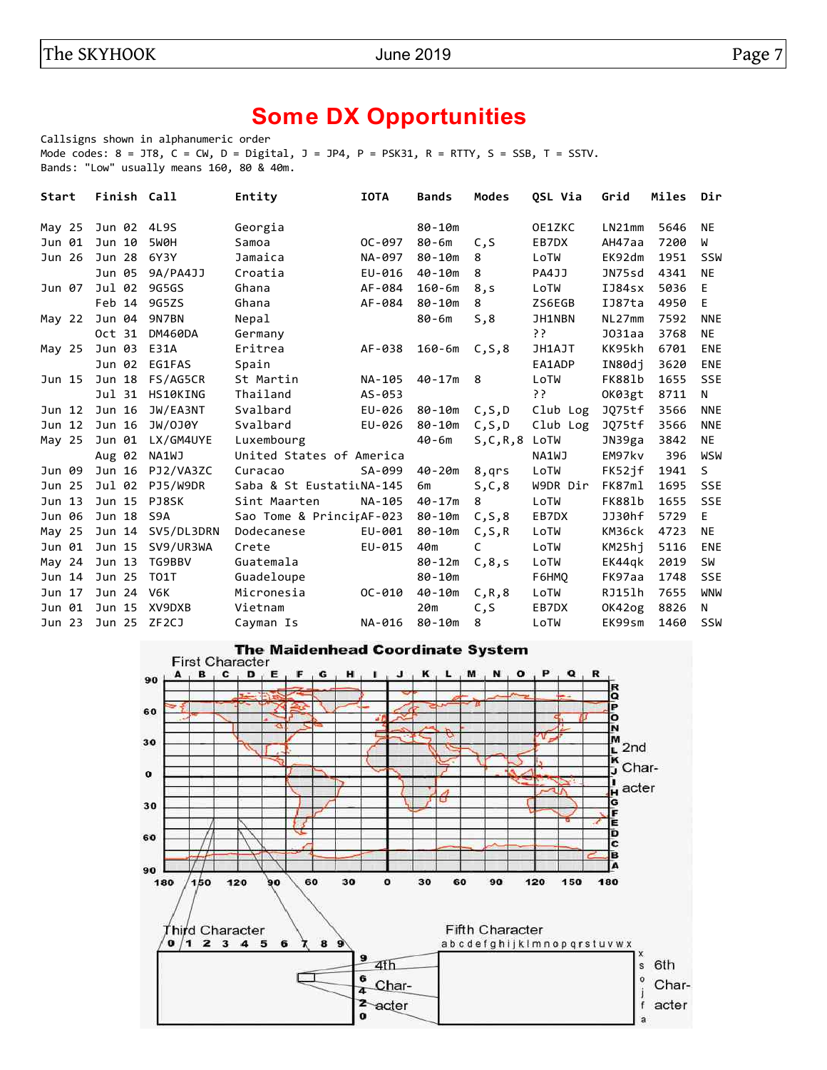# Some DX Opportunities

Callsigns shown in alphanumeric order
Mode codes: 8 = JT8, C = CW, D = Digital, J = JP4, P = PSK31, R = RTTY, S = SSB, T = SSTV.
Bands: "Low" usually means 160, 80 & 40m.

| Start | Finish | Call | Entity | IOTA | Bands | Modes | QSL Via | Grid | Miles | Dir |
|---|---|---|---|---|---|---|---|---|---|---|
| May 25 | Jun 02 | 4L9S | Georgia | | 80-10m | | OE1ZKC | LN21mm | 5646 | NE |
| Jun 01 | Jun 10 | 5W0H | Samoa | OC-097 | 80-6m | C,S | EB7DX | AH47aa | 7200 | W |
| Jun 26 | Jun 28 | 6Y3Y | Jamaica | NA-097 | 80-10m | 8 | LoTW | EK92dm | 1951 | SSW |
| | Jun 05 | 9A/PA4JJ | Croatia | EU-016 | 40-10m | 8 | PA4JJ | JN75sd | 4341 | NE |
| Jun 07 | Jul 02 | 9G5GS | Ghana | AF-084 | 160-6m | 8,s | LoTW | IJ84sx | 5036 | E |
| | Feb 14 | 9G5ZS | Ghana | AF-084 | 80-10m | 8 | ZS6EGB | IJ87ta | 4950 | E |
| May 22 | Jun 04 | 9N7BN | Nepal | | 80-6m | S,8 | JH1NBN | NL27mm | 7592 | NNE |
| | Oct 31 | DM460DA | Germany | | | | ?? | JO31aa | 3768 | NE |
| May 25 | Jun 03 | E31A | Eritrea | AF-038 | 160-6m | C,S,8 | JH1AJT | KK95kh | 6701 | ENE |
| | Jun 02 | EG1FAS | Spain | | | | EA1ADP | IN80dj | 3620 | ENE |
| Jun 15 | Jun 18 | FS/AG5CR | St Martin | NA-105 | 40-17m | 8 | LoTW | FK88lb | 1655 | SSE |
| | Jul 31 | HS10KING | Thailand | AS-053 | | | ?? | OK03gt | 8711 | N |
| Jun 12 | Jun 16 | JW/EA3NT | Svalbard | EU-026 | 80-10m | C,S,D | Club Log | JQ75tf | 3566 | NNE |
| Jun 12 | Jun 16 | JW/OJ0Y | Svalbard | EU-026 | 80-10m | C,S,D | Club Log | JQ75tf | 3566 | NNE |
| May 25 | Jun 01 | LX/GM4UYE | Luxembourg | | 40-6m | S,C,R,8 | LoTW | JN39ga | 3842 | NE |
| | Aug 02 | NA1WJ | United States of America | | | | NA1WJ | EM97kv | 396 | WSW |
| Jun 09 | Jun 16 | PJ2/VA3ZC | Curacao | SA-099 | 40-20m | 8,qrs | LoTW | FK52jf | 1941 | S |
| Jun 25 | Jul 02 | PJ5/W9DR | Saba & St Eustatiu | NA-145 | 6m | S,C,8 | W9DR Dir | FK87ml | 1695 | SSE |
| Jun 13 | Jun 15 | PJ8SK | Sint Maarten | NA-105 | 40-17m | 8 | LoTW | FK88lb | 1655 | SSE |
| Jun 06 | Jun 18 | S9A | Sao Tome & Princip | AF-023 | 80-10m | C,S,8 | EB7DX | JJ30hf | 5729 | E |
| May 25 | Jun 14 | SV5/DL3DRN | Dodecanese | EU-001 | 80-10m | C,S,R | LoTW | KM36ck | 4723 | NE |
| Jun 01 | Jun 15 | SV9/UR3WA | Crete | EU-015 | 40m | C | LoTW | KM25hj | 5116 | ENE |
| May 24 | Jun 13 | TG9BBV | Guatemala | | 80-12m | C,8,s | LoTW | EK44qk | 2019 | SW |
| Jun 14 | Jun 25 | TO1T | Guadeloupe | | 80-10m | | F6HMQ | FK97aa | 1748 | SSE |
| Jun 17 | Jun 24 | V6K | Micronesia | OC-010 | 40-10m | C,R,8 | LoTW | RJ15lh | 7655 | WNW |
| Jun 01 | Jun 15 | XV9DXB | Vietnam | | 20m | C,S | EB7DX | OK42og | 8826 | N |
| Jun 23 | Jun 25 | ZF2CJ | Cayman Is | NA-016 | 80-10m | 8 | LoTW | EK99sm | 1460 | SSW |

The Maidenhead Coordinate System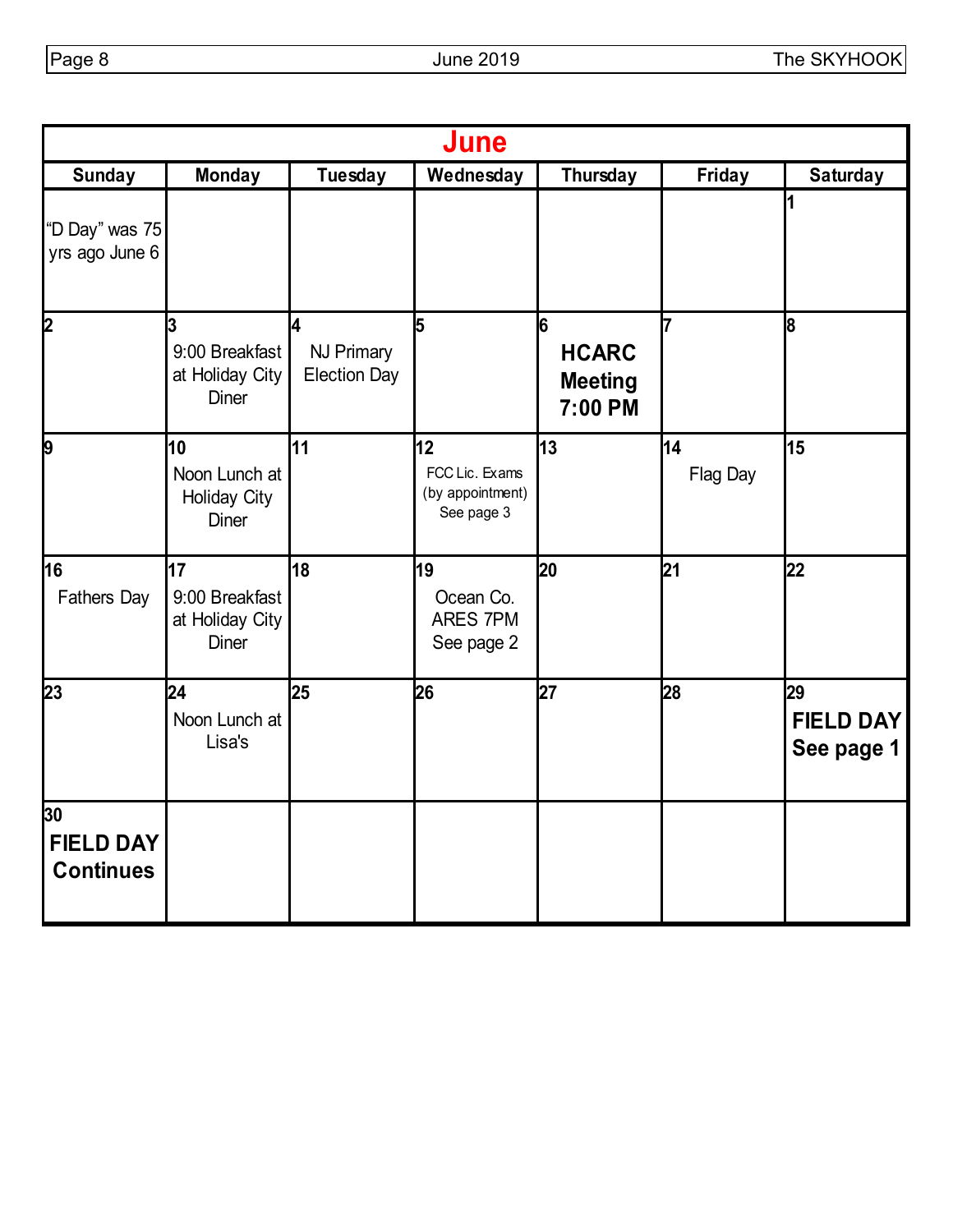# June

| Sunday | Monday | Tuesday | Wednesday | Thursday | Friday | Saturday |
|---|---|---|---|---|---|---|
| "D Day" was 75 yrs ago June 6 | | | | | | 1 |
| 2 | 3 9:00 Breakfast at Holiday City Diner | 4 NJ Primary Election Day | 5 | 6 **HCARC Meeting 7:00 PM** | 7 | 8 |
| 9 | 10 Noon Lunch at Holiday City Diner | 11 | 12 FCC Lic. Exams (by appointment) See page 3 | 13 | 14 Flag Day | 15 |
| 16 Fathers Day | 17 9:00 Breakfast at Holiday City Diner | 18 | 19 Ocean Co. ARES 7PM See page 2 | 20 | 21 | 22 |
| 23 | 24 Noon Lunch at Lisa's | 25 | 26 | 27 | 28 | 29 **FIELD DAY See page 1** |
| 30 **FIELD DAY Continues** | | | | | | |